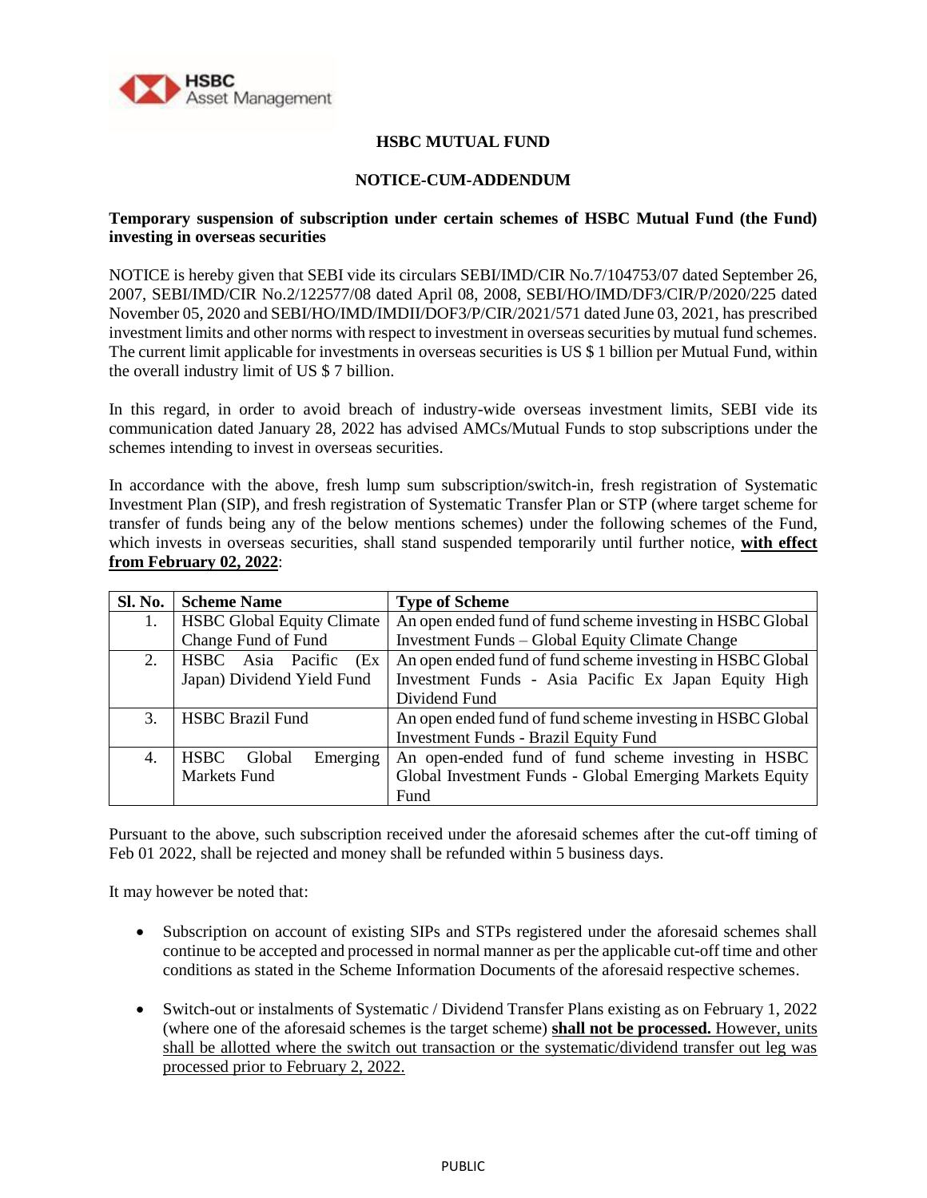# HSBC MUTUAL FUND

## NOTICE-CUM-ADDENDUM

**Temporary suspension of subscription under certain schemes of HSBC Mutual Fund (the Fund) investing in overseas securities**

NOTICE is hereby given that SEBI vide its circulars SEBI/IMD/CIR No.7/104753/07 dated September 26, 2007, SEBI/IMD/CIR No.2/122577/08 dated April 08, 2008, SEBI/HO/IMD/DF3/CIR/P/2020/225 dated November 05, 2020 and SEBI/HO/IMD/IMDII/DOF3/P/CIR/2021/571 dated June 03, 2021, has prescribed investment limits and other norms with respect to investment in overseas securities by mutual fund schemes. The current limit applicable for investments in overseas securities is US $ 1 billion per Mutual Fund, within the overall industry limit of US $ 7 billion.

In this regard, in order to avoid breach of industry-wide overseas investment limits, SEBI vide its communication dated January 28, 2022 has advised AMCs/Mutual Funds to stop subscriptions under the schemes intending to invest in overseas securities.

In accordance with the above, fresh lump sum subscription/switch-in, fresh registration of Systematic Investment Plan (SIP), and fresh registration of Systematic Transfer Plan or STP (where target scheme for transfer of funds being any of the below mentions schemes) under the following schemes of the Fund, which invests in overseas securities, shall stand suspended temporarily until further notice, **with effect from February 02, 2022**:

| Sl. No. | Scheme Name | Type of Scheme |
|---|---|---|
| 1. | HSBC Global Equity Climate Change Fund of Fund | An open ended fund of fund scheme investing in HSBC Global Investment Funds – Global Equity Climate Change |
| 2. | HSBC Asia Pacific (Ex Japan) Dividend Yield Fund | An open ended fund of fund scheme investing in HSBC Global Investment Funds - Asia Pacific Ex Japan Equity High Dividend Fund |
| 3. | HSBC Brazil Fund | An open ended fund of fund scheme investing in HSBC Global Investment Funds - Brazil Equity Fund |
| 4. | HSBC Global Emerging Markets Fund | An open-ended fund of fund scheme investing in HSBC Global Investment Funds - Global Emerging Markets Equity Fund |

Pursuant to the above, such subscription received under the aforesaid schemes after the cut-off timing of Feb 01 2022, shall be rejected and money shall be refunded within 5 business days.

It may however be noted that:

- Subscription on account of existing SIPs and STPs registered under the aforesaid schemes shall continue to be accepted and processed in normal manner as per the applicable cut-off time and other conditions as stated in the Scheme Information Documents of the aforesaid respective schemes.
- Switch-out or instalments of Systematic / Dividend Transfer Plans existing as on February 1, 2022 (where one of the aforesaid schemes is the target scheme) **shall not be processed.** However, units shall be allotted where the switch out transaction or the systematic/dividend transfer out leg was processed prior to February 2, 2022.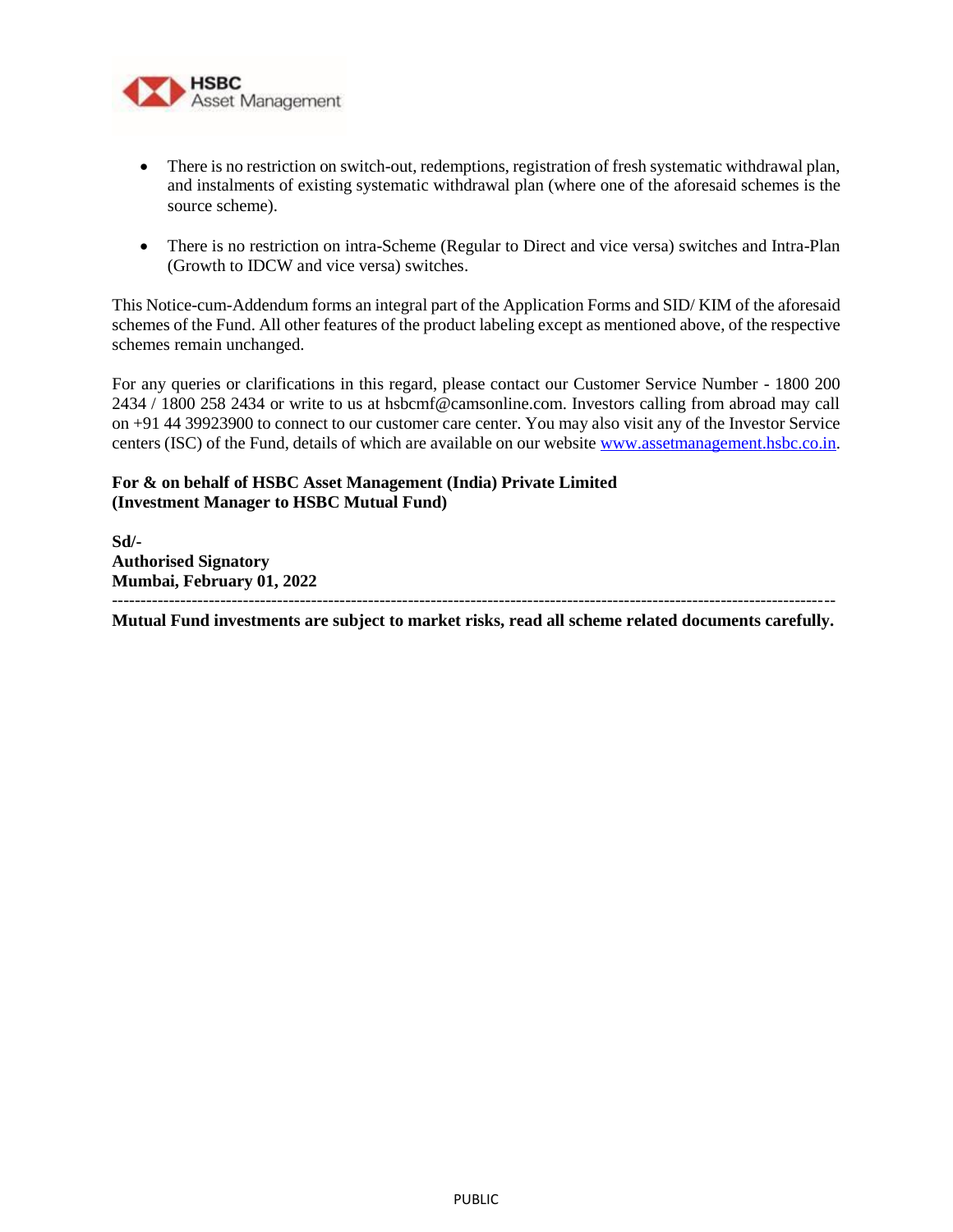- There is no restriction on switch-out, redemptions, registration of fresh systematic withdrawal plan, and instalments of existing systematic withdrawal plan (where one of the aforesaid schemes is the source scheme).

- There is no restriction on intra-Scheme (Regular to Direct and vice versa) switches and Intra-Plan (Growth to IDCW and vice versa) switches.

This Notice-cum-Addendum forms an integral part of the Application Forms and SID/ KIM of the aforesaid schemes of the Fund. All other features of the product labeling except as mentioned above, of the respective schemes remain unchanged.

For any queries or clarifications in this regard, please contact our Customer Service Number - 1800 200 2434 / 1800 258 2434 or write to us at hsbcmf@camsonline.com. Investors calling from abroad may call on +91 44 39923900 to connect to our customer care center. You may also visit any of the Investor Service centers (ISC) of the Fund, details of which are available on our website www.assetmanagement.hsbc.co.in.

**For & on behalf of HSBC Asset Management (India) Private Limited**
**(Investment Manager to HSBC Mutual Fund)**

**Sd/-**
**Authorised Signatory**
**Mumbai, February 01, 2022**

---

**Mutual Fund investments are subject to market risks, read all scheme related documents carefully.**